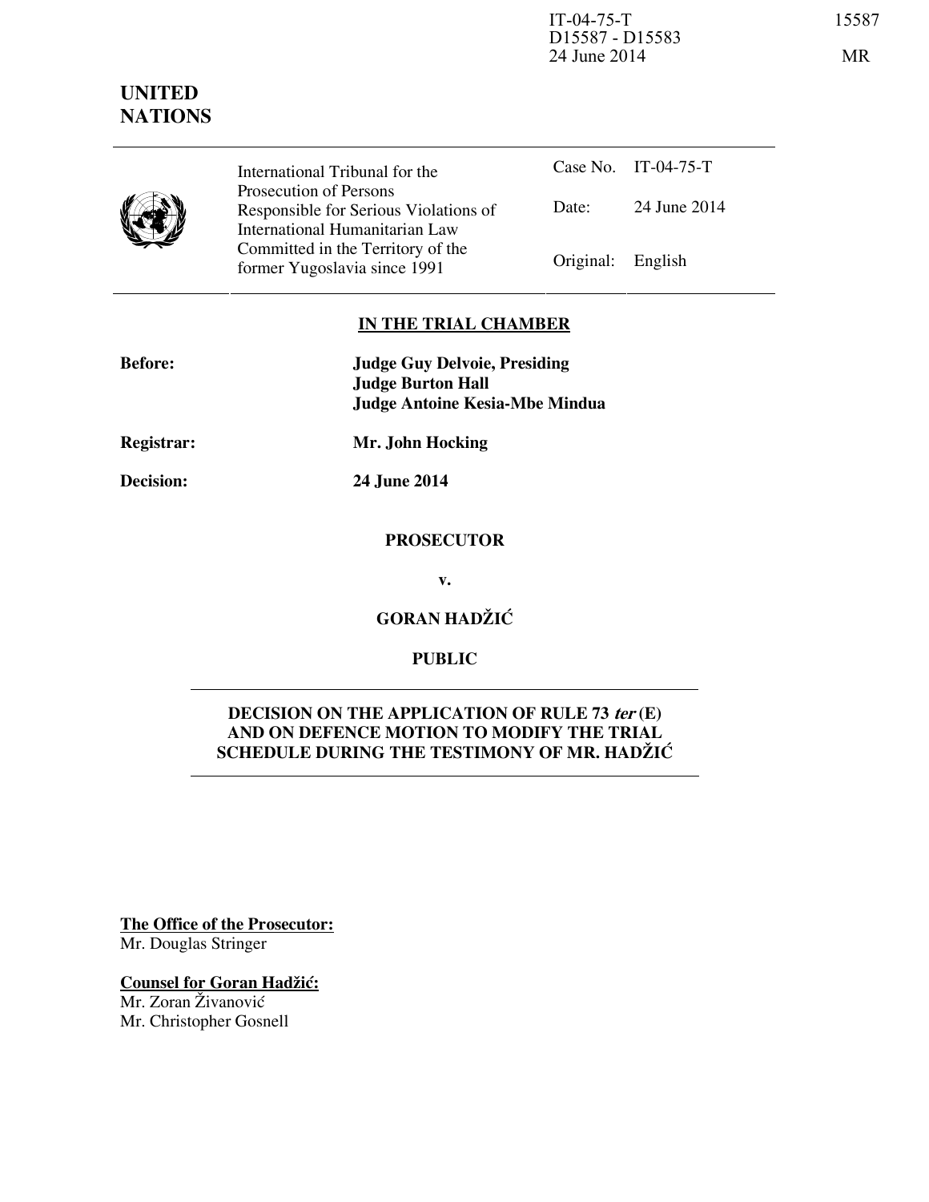IT-04-75-T
D15587 - D15583
24 June 2014

15587

MR

**UNITED NATIONS**

| International Tribunal for the Prosecution of Persons Responsible for Serious Violations of International Humanitarian Law Committed in the Territory of the former Yugoslavia since 1991 | Case No. | IT-04-75-T |
|---|---|---|
| | Date: | 24 June 2014 |
| | Original: | English |

**IN THE TRIAL CHAMBER**

**Before:** **Judge Guy Delvoie, Presiding**
**Judge Burton Hall**
**Judge Antoine Kesia-Mbe Mindua**

**Registrar:** **Mr. John Hocking**

**Decision:** **24 June 2014**

**PROSECUTOR**

**v.**

**GORAN HADŽIĆ**

**PUBLIC**

**DECISION ON THE APPLICATION OF RULE 73 *ter* (E) AND ON DEFENCE MOTION TO MODIFY THE TRIAL SCHEDULE DURING THE TESTIMONY OF MR. HADŽIĆ**

**The Office of the Prosecutor:**
Mr. Douglas Stringer

**Counsel for Goran Hadžić:**
Mr. Zoran Živanović
Mr. Christopher Gosnell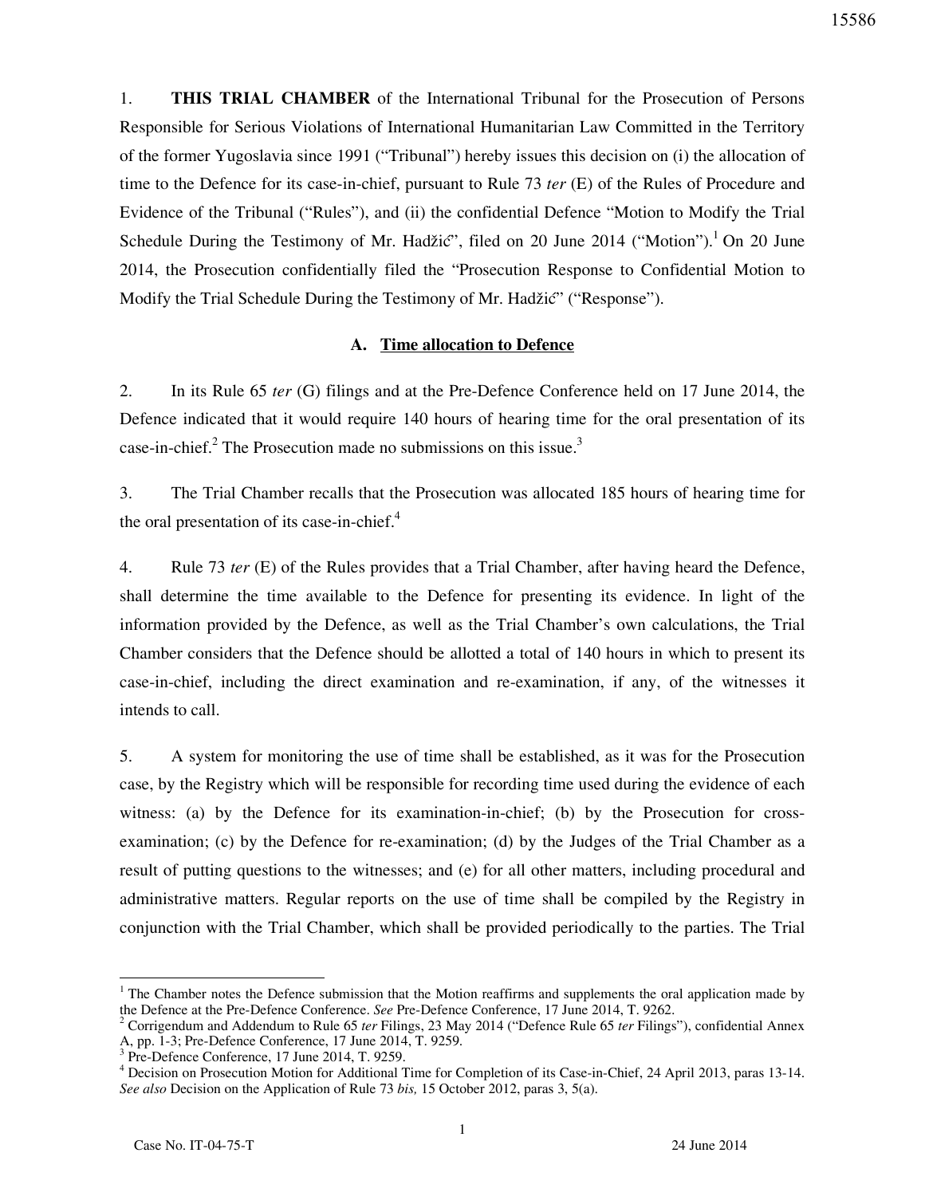1. **THIS TRIAL CHAMBER** of the International Tribunal for the Prosecution of Persons Responsible for Serious Violations of International Humanitarian Law Committed in the Territory of the former Yugoslavia since 1991 ("Tribunal") hereby issues this decision on (i) the allocation of time to the Defence for its case-in-chief, pursuant to Rule 73 *ter* (E) of the Rules of Procedure and Evidence of the Tribunal ("Rules"), and (ii) the confidential Defence "Motion to Modify the Trial Schedule During the Testimony of Mr. Hadžić", filed on 20 June 2014 ("Motion").[1] On 20 June 2014, the Prosecution confidentially filed the "Prosecution Response to Confidential Motion to Modify the Trial Schedule During the Testimony of Mr. Hadžić" ("Response").

### A. Time allocation to Defence

2. In its Rule 65 *ter* (G) filings and at the Pre-Defence Conference held on 17 June 2014, the Defence indicated that it would require 140 hours of hearing time for the oral presentation of its case-in-chief.[2] The Prosecution made no submissions on this issue.[3]

3. The Trial Chamber recalls that the Prosecution was allocated 185 hours of hearing time for the oral presentation of its case-in-chief.[4]

4. Rule 73 *ter* (E) of the Rules provides that a Trial Chamber, after having heard the Defence, shall determine the time available to the Defence for presenting its evidence. In light of the information provided by the Defence, as well as the Trial Chamber's own calculations, the Trial Chamber considers that the Defence should be allotted a total of 140 hours in which to present its case-in-chief, including the direct examination and re-examination, if any, of the witnesses it intends to call.

5. A system for monitoring the use of time shall be established, as it was for the Prosecution case, by the Registry which will be responsible for recording time used during the evidence of each witness: (a) by the Defence for its examination-in-chief; (b) by the Prosecution for cross-examination; (c) by the Defence for re-examination; (d) by the Judges of the Trial Chamber as a result of putting questions to the witnesses; and (e) for all other matters, including procedural and administrative matters. Regular reports on the use of time shall be compiled by the Registry in conjunction with the Trial Chamber, which shall be provided periodically to the parties. The Trial

---

[1] The Chamber notes the Defence submission that the Motion reaffirms and supplements the oral application made by the Defence at the Pre-Defence Conference. *See* Pre-Defence Conference, 17 June 2014, T. 9262.

[2] Corrigendum and Addendum to Rule 65 *ter* Filings, 23 May 2014 ("Defence Rule 65 *ter* Filings"), confidential Annex A, pp. 1-3; Pre-Defence Conference, 17 June 2014, T. 9259.

[3] Pre-Defence Conference, 17 June 2014, T. 9259.

[4] Decision on Prosecution Motion for Additional Time for Completion of its Case-in-Chief, 24 April 2013, paras 13-14. *See also* Decision on the Application of Rule 73 *bis,* 15 October 2012, paras 3, 5(a).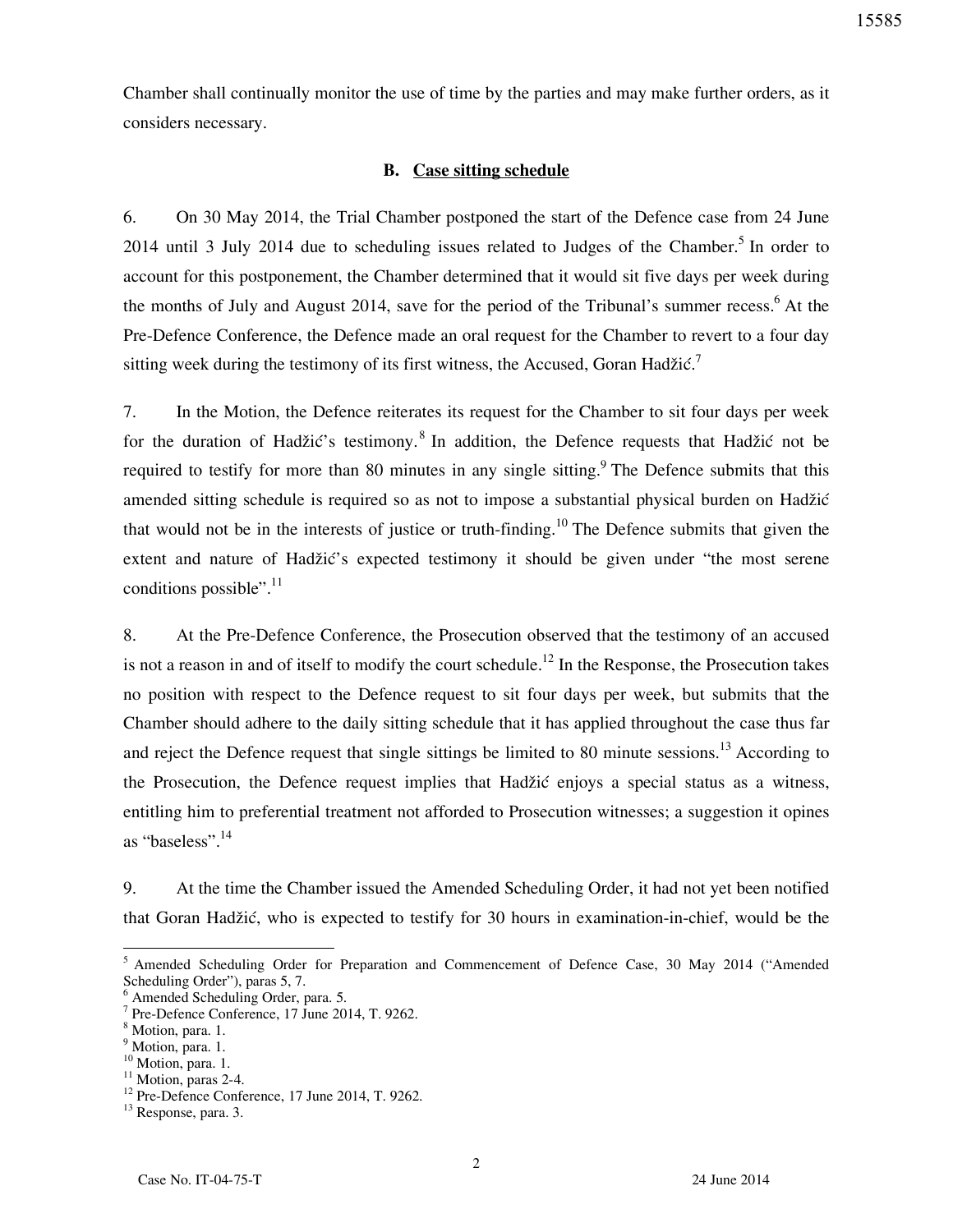Chamber shall continually monitor the use of time by the parties and may make further orders, as it considers necessary.

### B. Case sitting schedule

6. On 30 May 2014, the Trial Chamber postponed the start of the Defence case from 24 June 2014 until 3 July 2014 due to scheduling issues related to Judges of the Chamber.[5] In order to account for this postponement, the Chamber determined that it would sit five days per week during the months of July and August 2014, save for the period of the Tribunal's summer recess.[6] At the Pre-Defence Conference, the Defence made an oral request for the Chamber to revert to a four day sitting week during the testimony of its first witness, the Accused, Goran Hadžić.[7]

7. In the Motion, the Defence reiterates its request for the Chamber to sit four days per week for the duration of Hadžić's testimony.[8] In addition, the Defence requests that Hadžić not be required to testify for more than 80 minutes in any single sitting.[9] The Defence submits that this amended sitting schedule is required so as not to impose a substantial physical burden on Hadžić that would not be in the interests of justice or truth-finding.[10] The Defence submits that given the extent and nature of Hadžić's expected testimony it should be given under "the most serene conditions possible".[11]

8. At the Pre-Defence Conference, the Prosecution observed that the testimony of an accused is not a reason in and of itself to modify the court schedule.[12] In the Response, the Prosecution takes no position with respect to the Defence request to sit four days per week, but submits that the Chamber should adhere to the daily sitting schedule that it has applied throughout the case thus far and reject the Defence request that single sittings be limited to 80 minute sessions.[13] According to the Prosecution, the Defence request implies that Hadžić enjoys a special status as a witness, entitling him to preferential treatment not afforded to Prosecution witnesses; a suggestion it opines as "baseless".[14]

9. At the time the Chamber issued the Amended Scheduling Order, it had not yet been notified that Goran Hadžić, who is expected to testify for 30 hours in examination-in-chief, would be the

---

[5] Amended Scheduling Order for Preparation and Commencement of Defence Case, 30 May 2014 ("Amended Scheduling Order"), paras 5, 7.
[6] Amended Scheduling Order, para. 5.
[7] Pre-Defence Conference, 17 June 2014, T. 9262.
[8] Motion, para. 1.
[9] Motion, para. 1.
[10] Motion, para. 1.
[11] Motion, paras 2-4.
[12] Pre-Defence Conference, 17 June 2014, T. 9262.
[13] Response, para. 3.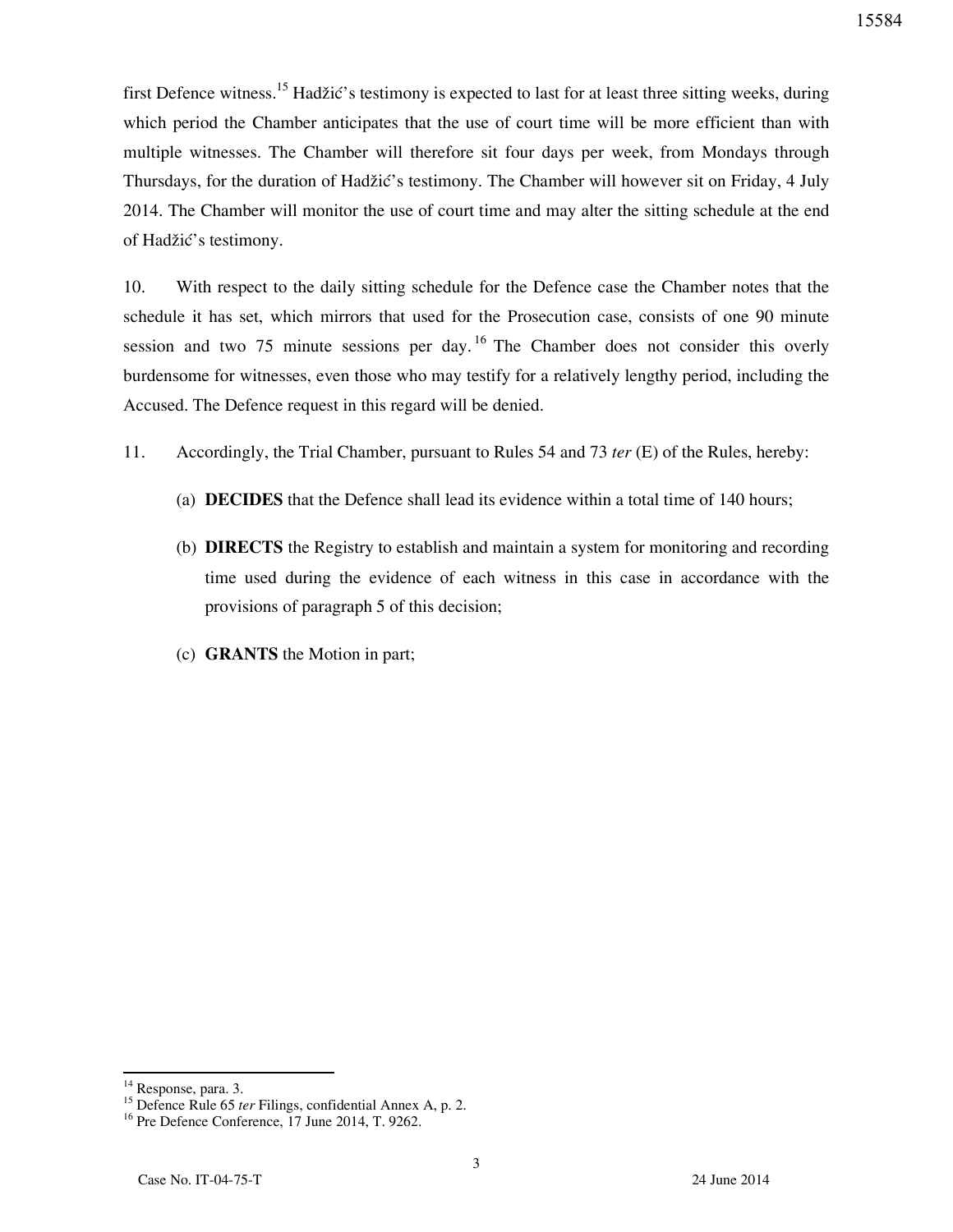first Defence witness.[15] Hadžić's testimony is expected to last for at least three sitting weeks, during which period the Chamber anticipates that the use of court time will be more efficient than with multiple witnesses. The Chamber will therefore sit four days per week, from Mondays through Thursdays, for the duration of Hadžić's testimony. The Chamber will however sit on Friday, 4 July 2014. The Chamber will monitor the use of court time and may alter the sitting schedule at the end of Hadžić's testimony.

10. With respect to the daily sitting schedule for the Defence case the Chamber notes that the schedule it has set, which mirrors that used for the Prosecution case, consists of one 90 minute session and two 75 minute sessions per day.[16] The Chamber does not consider this overly burdensome for witnesses, even those who may testify for a relatively lengthy period, including the Accused. The Defence request in this regard will be denied.

11. Accordingly, the Trial Chamber, pursuant to Rules 54 and 73 *ter* (E) of the Rules, hereby:

(a) **DECIDES** that the Defence shall lead its evidence within a total time of 140 hours;

(b) **DIRECTS** the Registry to establish and maintain a system for monitoring and recording time used during the evidence of each witness in this case in accordance with the provisions of paragraph 5 of this decision;

(c) **GRANTS** the Motion in part;

---

[14] Response, para. 3.

[15] Defence Rule 65 *ter* Filings, confidential Annex A, p. 2.

[16] Pre Defence Conference, 17 June 2014, T. 9262.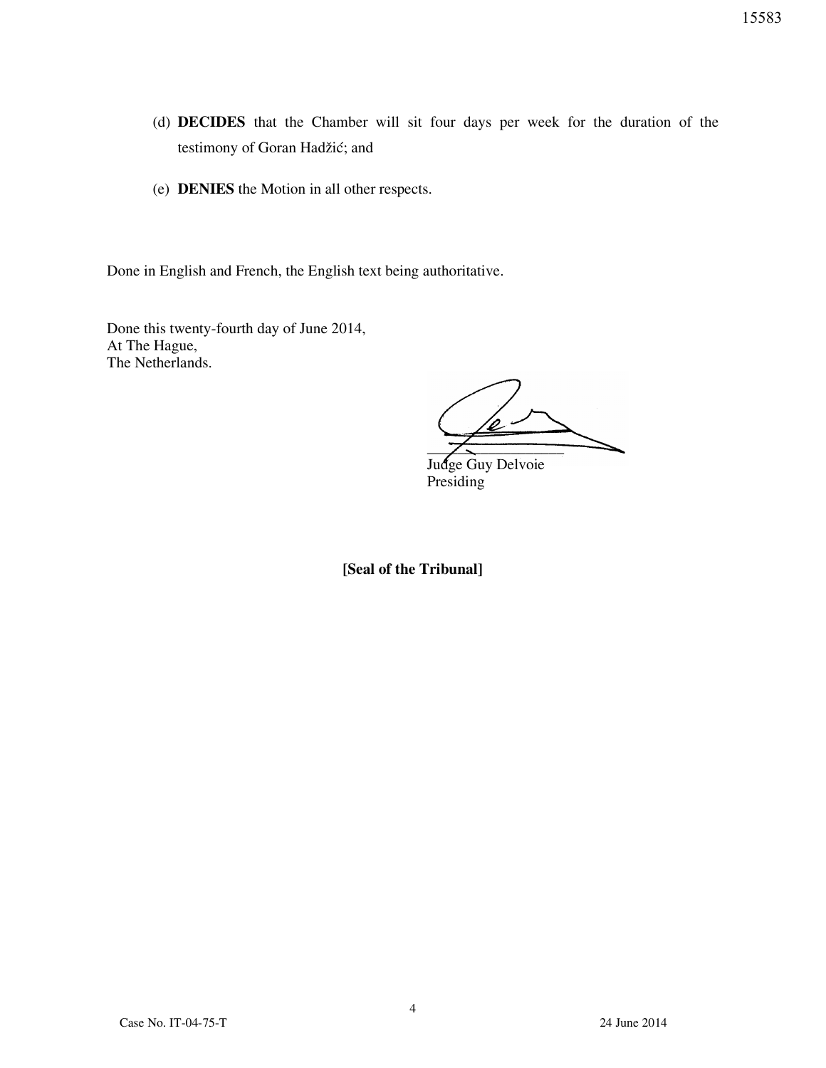(d) **DECIDES** that the Chamber will sit four days per week for the duration of the testimony of Goran Hadžić; and

(e) **DENIES** the Motion in all other respects.

Done in English and French, the English text being authoritative.

Done this twenty-fourth day of June 2014,
At The Hague,
The Netherlands.

Judge Guy Delvoie
Presiding

**[Seal of the Tribunal]**